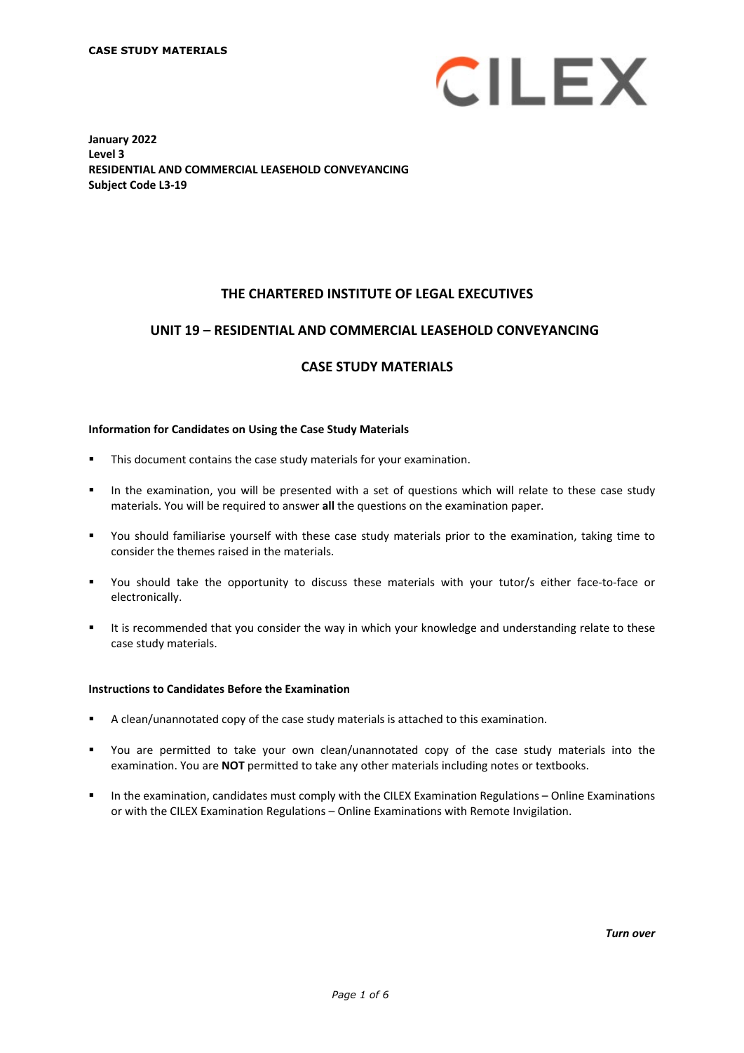**CASE STUDY MATERIALS**

CILEX

**January 2022**
**Level 3**
**RESIDENTIAL AND COMMERCIAL LEASEHOLD CONVEYANCING**
**Subject Code L3-19**

# THE CHARTERED INSTITUTE OF LEGAL EXECUTIVES

## UNIT 19 – RESIDENTIAL AND COMMERCIAL LEASEHOLD CONVEYANCING

## CASE STUDY MATERIALS

**Information for Candidates on Using the Case Study Materials**

- This document contains the case study materials for your examination.
- In the examination, you will be presented with a set of questions which will relate to these case study materials. You will be required to answer **all** the questions on the examination paper.
- You should familiarise yourself with these case study materials prior to the examination, taking time to consider the themes raised in the materials.
- You should take the opportunity to discuss these materials with your tutor/s either face-to-face or electronically.
- It is recommended that you consider the way in which your knowledge and understanding relate to these case study materials.

**Instructions to Candidates Before the Examination**

- A clean/unannotated copy of the case study materials is attached to this examination.
- You are permitted to take your own clean/unannotated copy of the case study materials into the examination. You are **NOT** permitted to take any other materials including notes or textbooks.
- In the examination, candidates must comply with the CILEX Examination Regulations – Online Examinations or with the CILEX Examination Regulations – Online Examinations with Remote Invigilation.

***Turn over***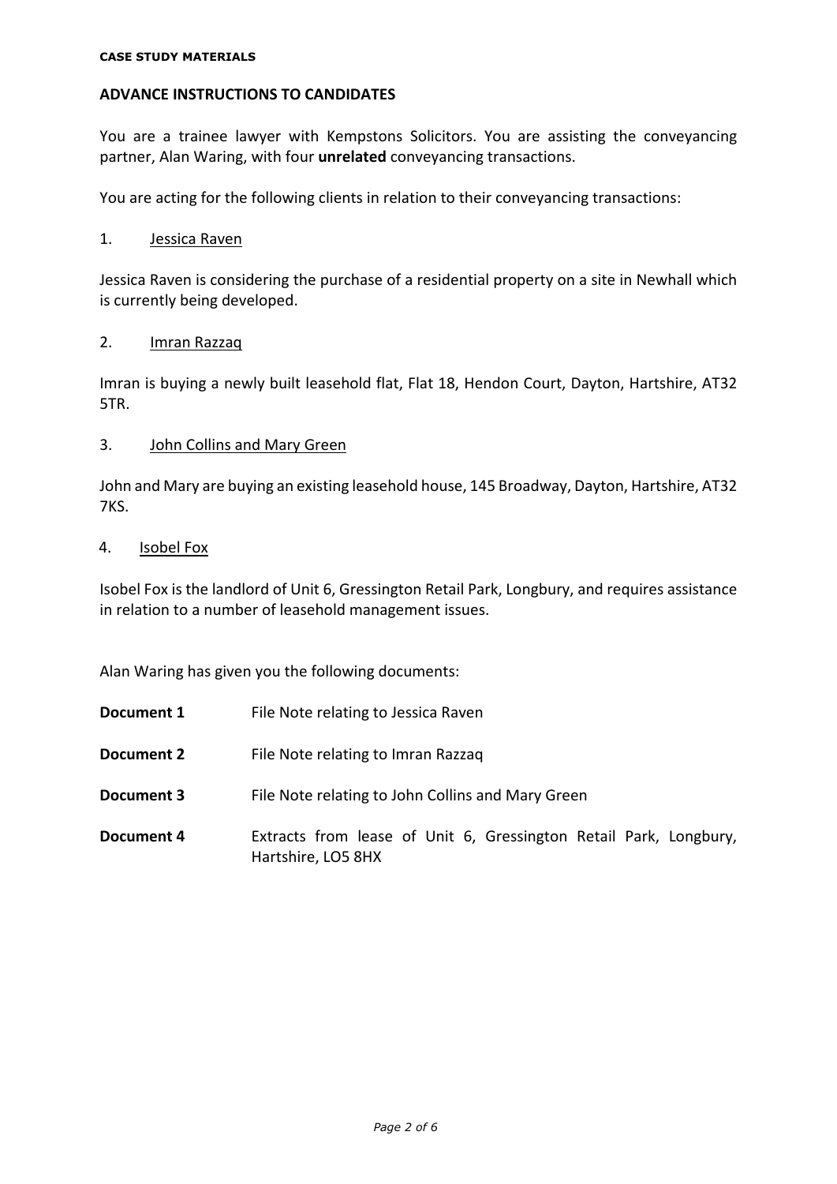**CASE STUDY MATERIALS**

## ADVANCE INSTRUCTIONS TO CANDIDATES

You are a trainee lawyer with Kempstons Solicitors. You are assisting the conveyancing partner, Alan Waring, with four **unrelated** conveyancing transactions.

You are acting for the following clients in relation to their conveyancing transactions:

1. Jessica Raven

Jessica Raven is considering the purchase of a residential property on a site in Newhall which is currently being developed.

2. Imran Razzaq

Imran is buying a newly built leasehold flat, Flat 18, Hendon Court, Dayton, Hartshire, AT32 5TR.

3. John Collins and Mary Green

John and Mary are buying an existing leasehold house, 145 Broadway, Dayton, Hartshire, AT32 7KS.

4. Isobel Fox

Isobel Fox is the landlord of Unit 6, Gressington Retail Park, Longbury, and requires assistance in relation to a number of leasehold management issues.

Alan Waring has given you the following documents:

| | |
|---|---|
| **Document 1** | File Note relating to Jessica Raven |
| **Document 2** | File Note relating to Imran Razzaq |
| **Document 3** | File Note relating to John Collins and Mary Green |
| **Document 4** | Extracts from lease of Unit 6, Gressington Retail Park, Longbury, Hartshire, LO5 8HX |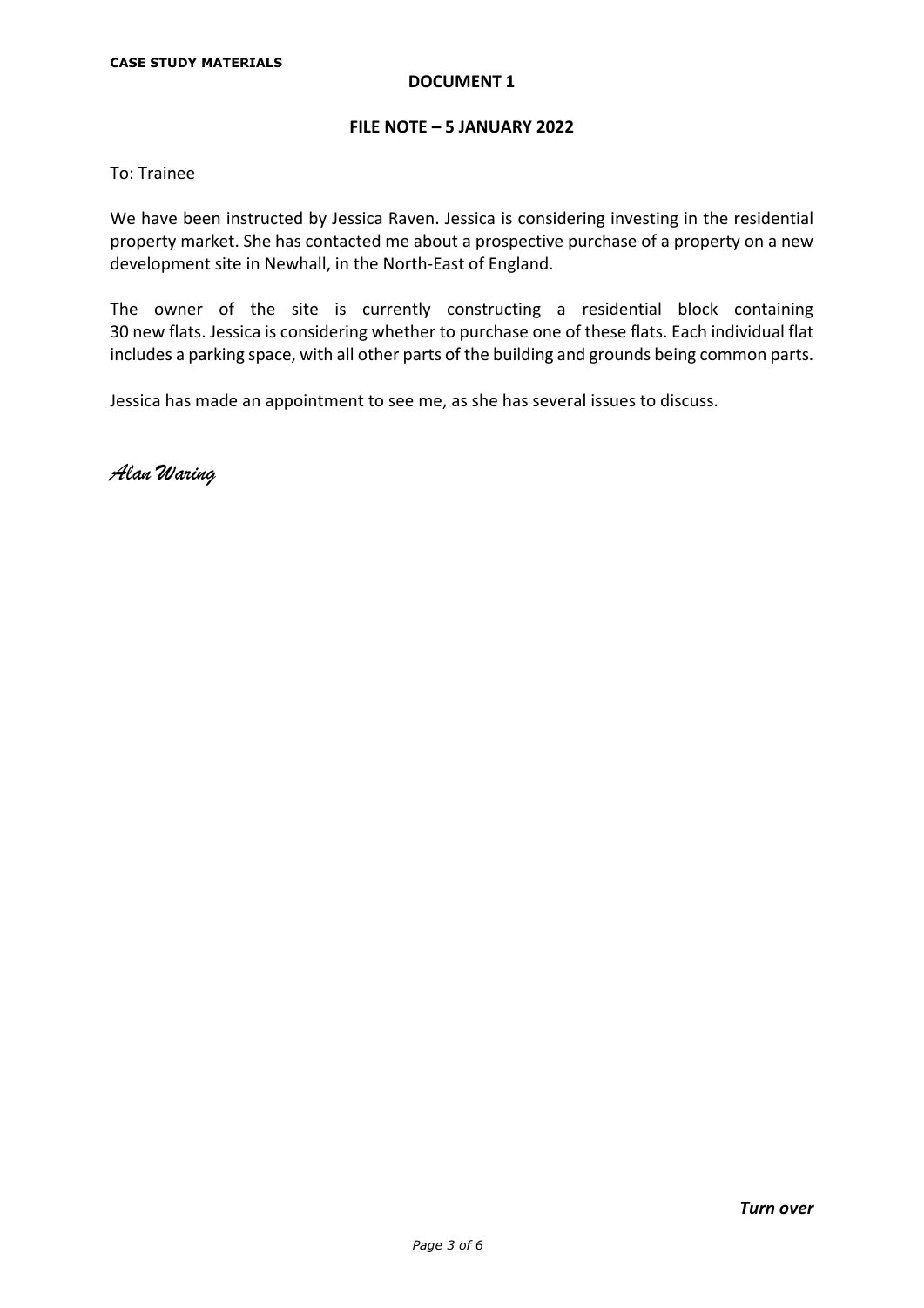**CASE STUDY MATERIALS**

## DOCUMENT 1

### FILE NOTE – 5 JANUARY 2022

To: Trainee

We have been instructed by Jessica Raven. Jessica is considering investing in the residential property market. She has contacted me about a prospective purchase of a property on a new development site in Newhall, in the North-East of England.

The owner of the site is currently constructing a residential block containing 30 new flats. Jessica is considering whether to purchase one of these flats. Each individual flat includes a parking space, with all other parts of the building and grounds being common parts.

Jessica has made an appointment to see me, as she has several issues to discuss.

*Alan Waring*

***Turn over***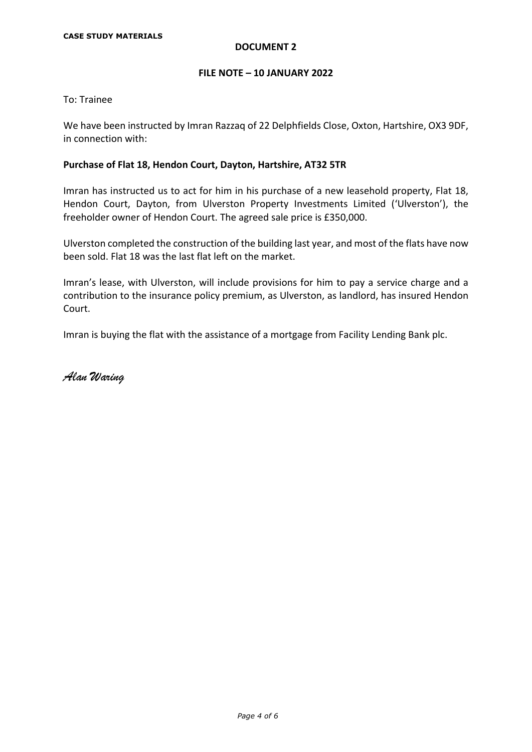**CASE STUDY MATERIALS**

**DOCUMENT 2**

**FILE NOTE – 10 JANUARY 2022**

To: Trainee

We have been instructed by Imran Razzaq of 22 Delphfields Close, Oxton, Hartshire, OX3 9DF, in connection with:

**Purchase of Flat 18, Hendon Court, Dayton, Hartshire, AT32 5TR**

Imran has instructed us to act for him in his purchase of a new leasehold property, Flat 18, Hendon Court, Dayton, from Ulverston Property Investments Limited ('Ulverston'), the freeholder owner of Hendon Court. The agreed sale price is £350,000.

Ulverston completed the construction of the building last year, and most of the flats have now been sold. Flat 18 was the last flat left on the market.

Imran's lease, with Ulverston, will include provisions for him to pay a service charge and a contribution to the insurance policy premium, as Ulverston, as landlord, has insured Hendon Court.

Imran is buying the flat with the assistance of a mortgage from Facility Lending Bank plc.

*Alan Waring*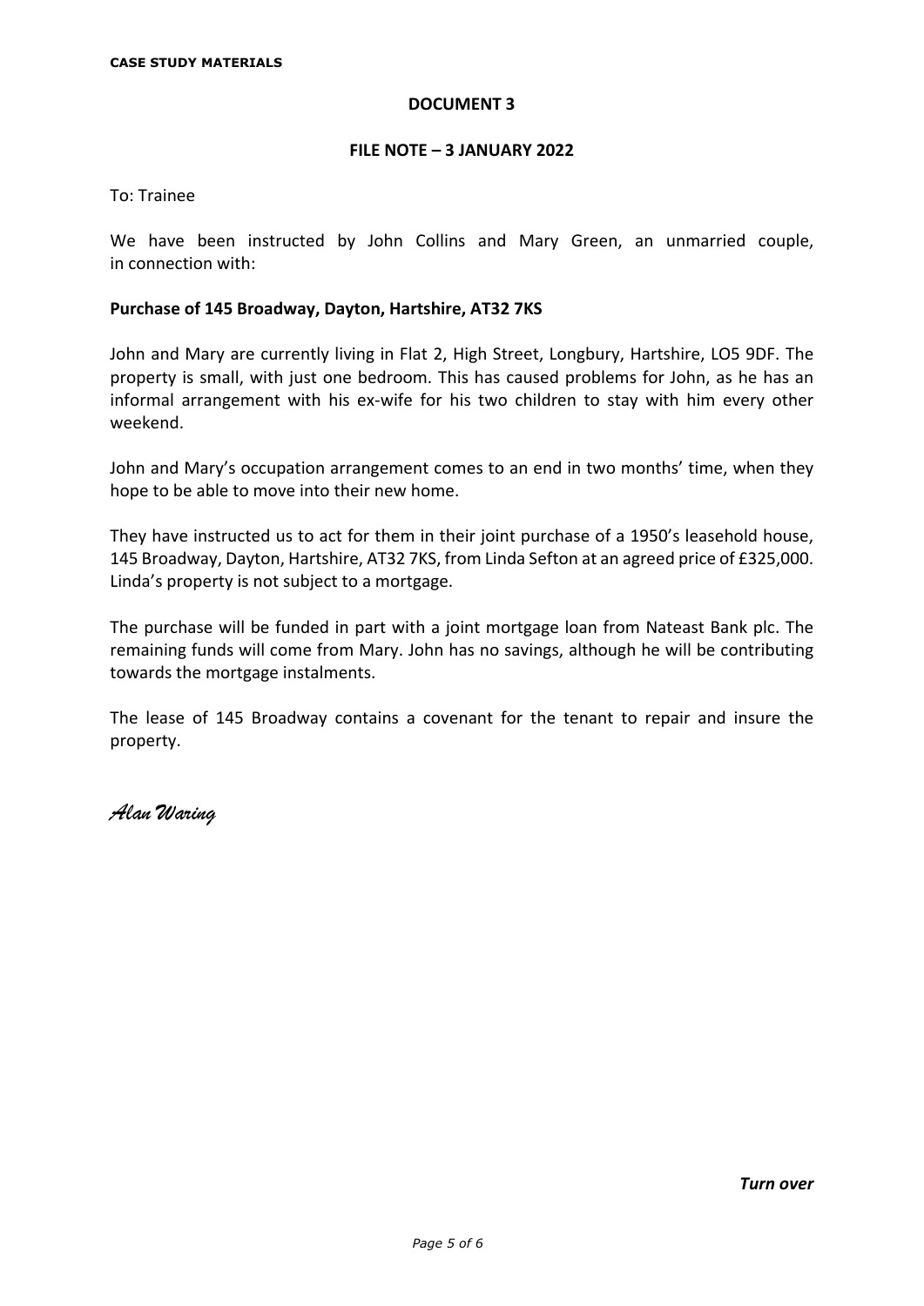**CASE STUDY MATERIALS**

## DOCUMENT 3

### FILE NOTE – 3 JANUARY 2022

To: Trainee

We have been instructed by John Collins and Mary Green, an unmarried couple, in connection with:

**Purchase of 145 Broadway, Dayton, Hartshire, AT32 7KS**

John and Mary are currently living in Flat 2, High Street, Longbury, Hartshire, LO5 9DF. The property is small, with just one bedroom. This has caused problems for John, as he has an informal arrangement with his ex-wife for his two children to stay with him every other weekend.

John and Mary's occupation arrangement comes to an end in two months' time, when they hope to be able to move into their new home.

They have instructed us to act for them in their joint purchase of a 1950's leasehold house, 145 Broadway, Dayton, Hartshire, AT32 7KS, from Linda Sefton at an agreed price of £325,000. Linda's property is not subject to a mortgage.

The purchase will be funded in part with a joint mortgage loan from Nateast Bank plc. The remaining funds will come from Mary. John has no savings, although he will be contributing towards the mortgage instalments.

The lease of 145 Broadway contains a covenant for the tenant to repair and insure the property.

*Alan Waring*

***Turn over***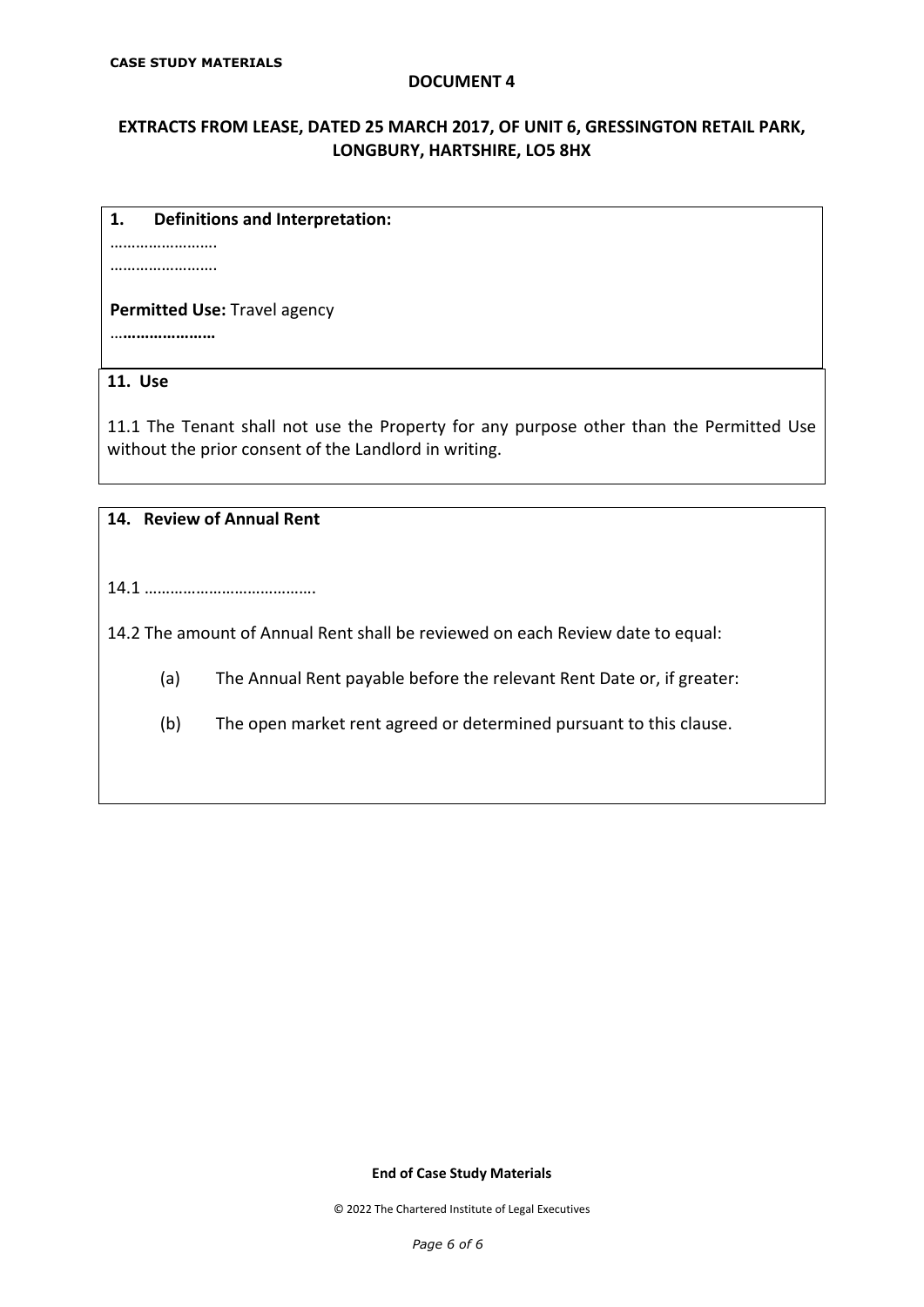CASE STUDY MATERIALS

## DOCUMENT 4

## EXTRACTS FROM LEASE, DATED 25 MARCH 2017, OF UNIT 6, GRESSINGTON RETAIL PARK, LONGBURY, HARTSHIRE, LO5 8HX

**1. Definitions and Interpretation:**

……………………

……………………

**Permitted Use:** Travel agency

…**…………………**

**11. Use**

11.1 The Tenant shall not use the Property for any purpose other than the Permitted Use without the prior consent of the Landlord in writing.

**14. Review of Annual Rent**

14.1 ………………………………….

14.2 The amount of Annual Rent shall be reviewed on each Review date to equal:

(a) The Annual Rent payable before the relevant Rent Date or, if greater:

(b) The open market rent agreed or determined pursuant to this clause.

**End of Case Study Materials**

© 2022 The Chartered Institute of Legal Executives